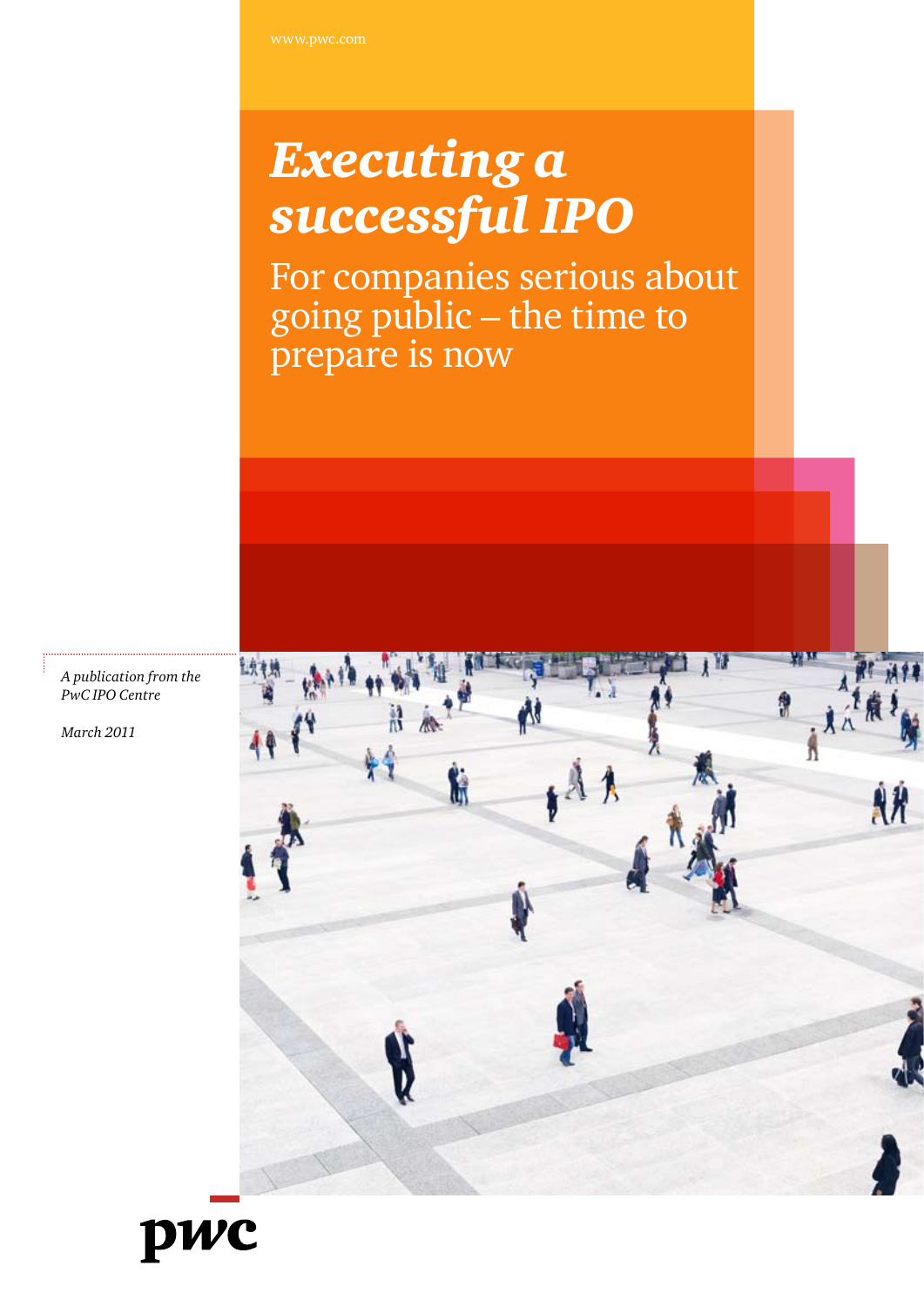www.pwc.com

# *Executing a successful IPO*

For companies serious about going public – the time to prepare is now

*A publication from the PwC IPO Centre*

*March 2011*

pwc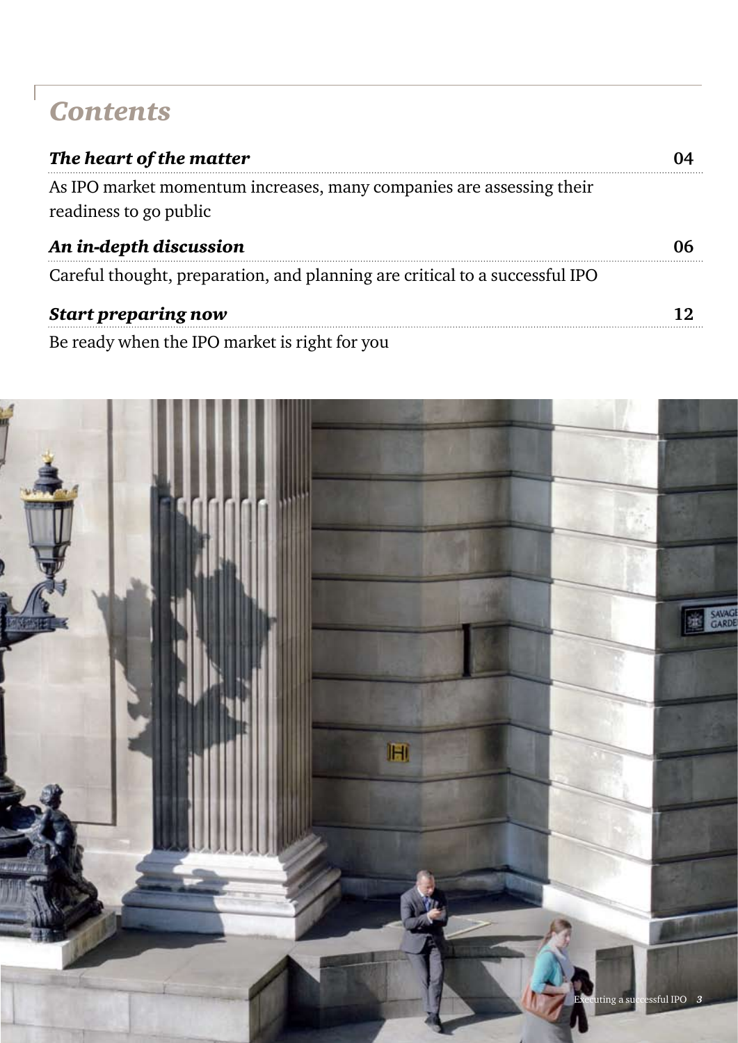# Contents

| | |
|---|---|
| ***The heart of the matter*** | **04** |
| As IPO market momentum increases, many companies are assessing their readiness to go public | |
| ***An in-depth discussion*** | **06** |
| Careful thought, preparation, and planning are critical to a successful IPO | |
| ***Start preparing now*** | **12** |
| Be ready when the IPO market is right for you | |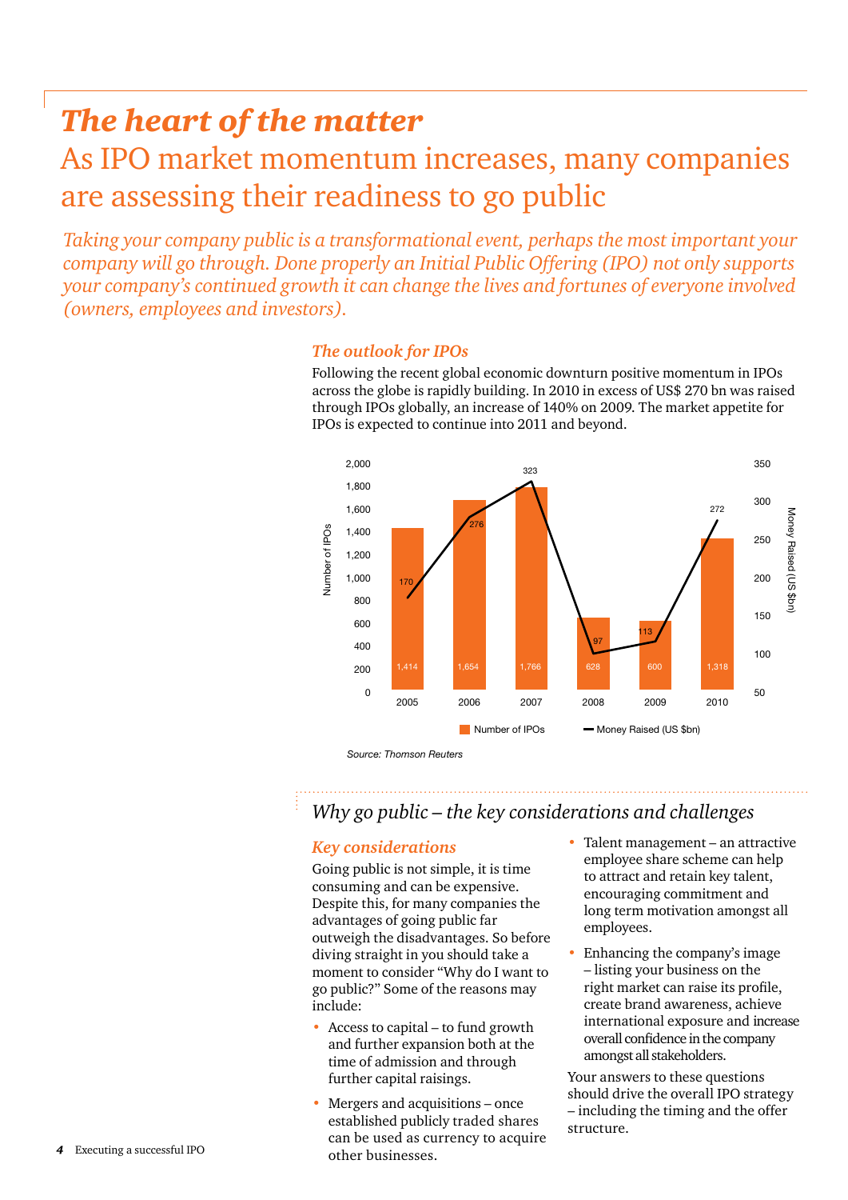# *The heart of the matter*

## As IPO market momentum increases, many companies are assessing their readiness to go public

*Taking your company public is a transformational event, perhaps the most important your company will go through. Done properly an Initial Public Offering (IPO) not only supports your company's continued growth it can change the lives and fortunes of everyone involved (owners, employees and investors).*

### *The outlook for IPOs*

Following the recent global economic downturn positive momentum in IPOs across the globe is rapidly building. In 2010 in excess of US$ 270 bn was raised through IPOs globally, an increase of 140% on 2009. The market appetite for IPOs is expected to continue into 2011 and beyond.

| Year | Number of IPOs | Money Raised (US $bn) |
|---|---|---|
| 2005 | 1,414 | 170 |
| 2006 | 1,654 | 276 |
| 2007 | 1,766 | 323 |
| 2008 | 628 | 97 |
| 2009 | 600 | 113 |
| 2010 | 1,318 | 272 |

Source: Thomson Reuters

## *Why go public – the key considerations and challenges*

### *Key considerations*

Going public is not simple, it is time consuming and can be expensive. Despite this, for many companies the advantages of going public far outweigh the disadvantages. So before diving straight in you should take a moment to consider "Why do I want to go public?" Some of the reasons may include:

- Access to capital – to fund growth and further expansion both at the time of admission and through further capital raisings.
- Mergers and acquisitions – once established publicly traded shares can be used as currency to acquire other businesses.
- Talent management – an attractive employee share scheme can help to attract and retain key talent, encouraging commitment and long term motivation amongst all employees.
- Enhancing the company's image – listing your business on the right market can raise its profile, create brand awareness, achieve international exposure and increase overall confidence in the company amongst all stakeholders.

Your answers to these questions should drive the overall IPO strategy – including the timing and the offer structure.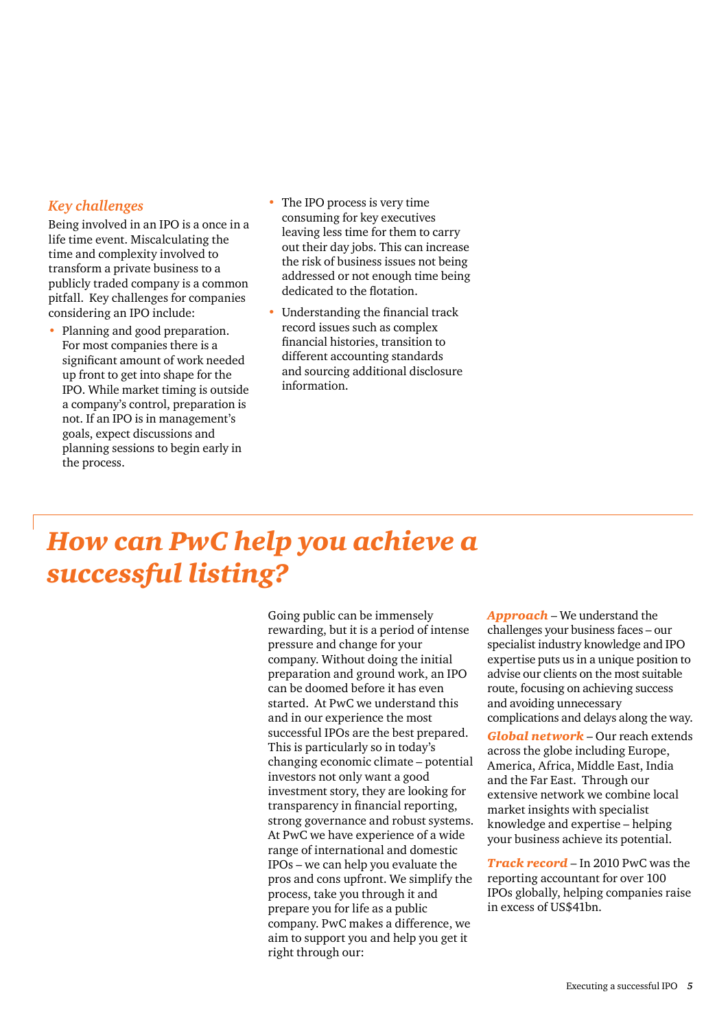### *Key challenges*

Being involved in an IPO is a once in a life time event. Miscalculating the time and complexity involved to transform a private business to a publicly traded company is a common pitfall. Key challenges for companies considering an IPO include:

- Planning and good preparation. For most companies there is a significant amount of work needed up front to get into shape for the IPO. While market timing is outside a company's control, preparation is not. If an IPO is in management's goals, expect discussions and planning sessions to begin early in the process.
- The IPO process is very time consuming for key executives leaving less time for them to carry out their day jobs. This can increase the risk of business issues not being addressed or not enough time being dedicated to the flotation.
- Understanding the financial track record issues such as complex financial histories, transition to different accounting standards and sourcing additional disclosure information.

# *How can PwC help you achieve a successful listing?*

Going public can be immensely rewarding, but it is a period of intense pressure and change for your company. Without doing the initial preparation and ground work, an IPO can be doomed before it has even started. At PwC we understand this and in our experience the most successful IPOs are the best prepared. This is particularly so in today's changing economic climate – potential investors not only want a good investment story, they are looking for transparency in financial reporting, strong governance and robust systems. At PwC we have experience of a wide range of international and domestic IPOs – we can help you evaluate the pros and cons upfront. We simplify the process, take you through it and prepare you for life as a public company. PwC makes a difference, we aim to support you and help you get it right through our:

***Approach*** – We understand the challenges your business faces – our specialist industry knowledge and IPO expertise puts us in a unique position to advise our clients on the most suitable route, focusing on achieving success and avoiding unnecessary complications and delays along the way.

***Global network*** – Our reach extends across the globe including Europe, America, Africa, Middle East, India and the Far East. Through our extensive network we combine local market insights with specialist knowledge and expertise – helping your business achieve its potential.

***Track record*** – In 2010 PwC was the reporting accountant for over 100 IPOs globally, helping companies raise in excess of US$41bn.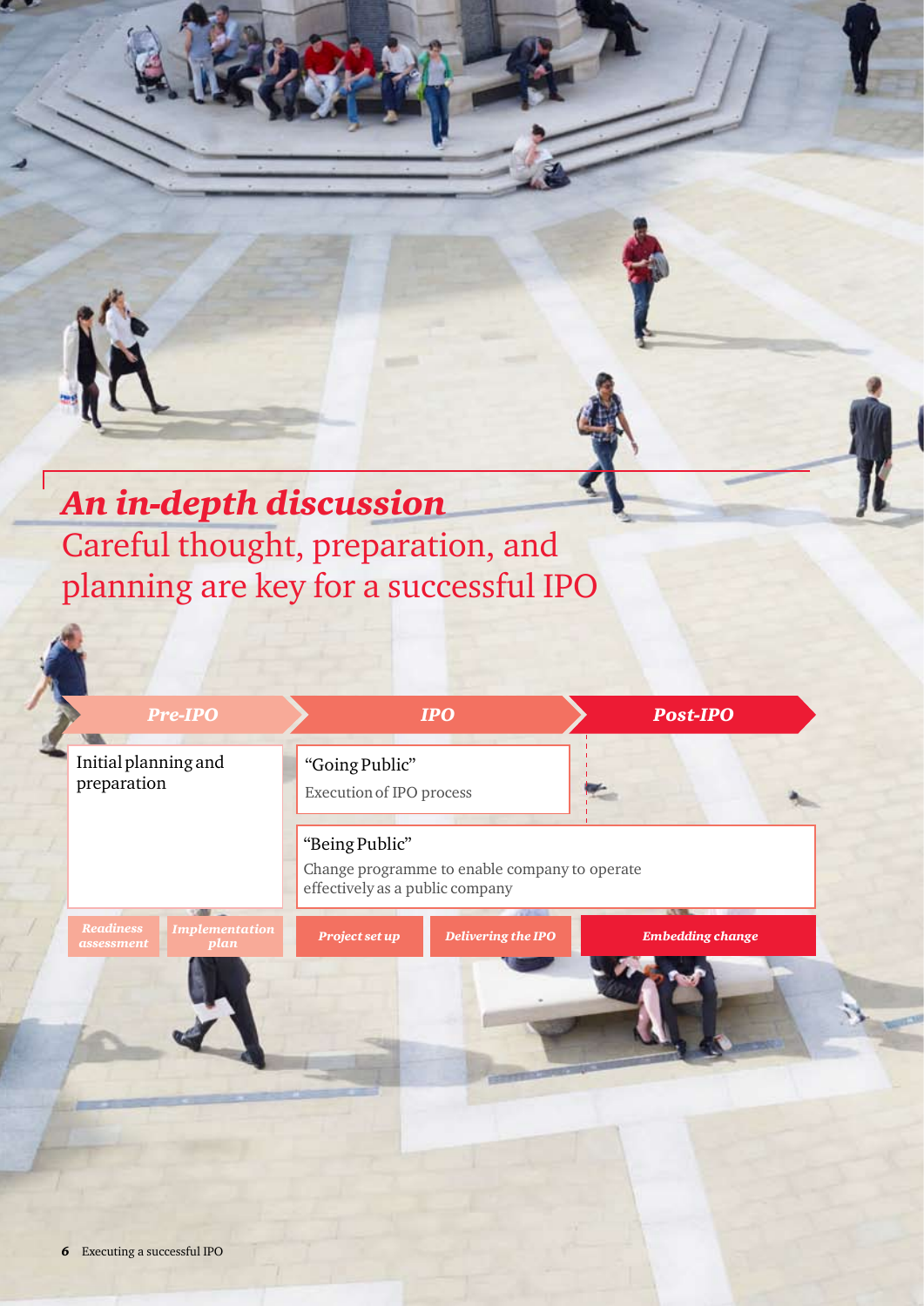## *An in-depth discussion*

Careful thought, preparation, and planning are key for a successful IPO

| *Pre-IPO* | | *IPO* | | *Post-IPO* |
|---|---|---|---|---|
| Initial planning and preparation | | "Going Public" Execution of IPO process | | |
| | | "Being Public" Change programme to enable company to operate effectively as a public company | | |
| *Readiness assessment* | *Implementation plan* | *Project set up* | *Delivering the IPO* | *Embedding change* |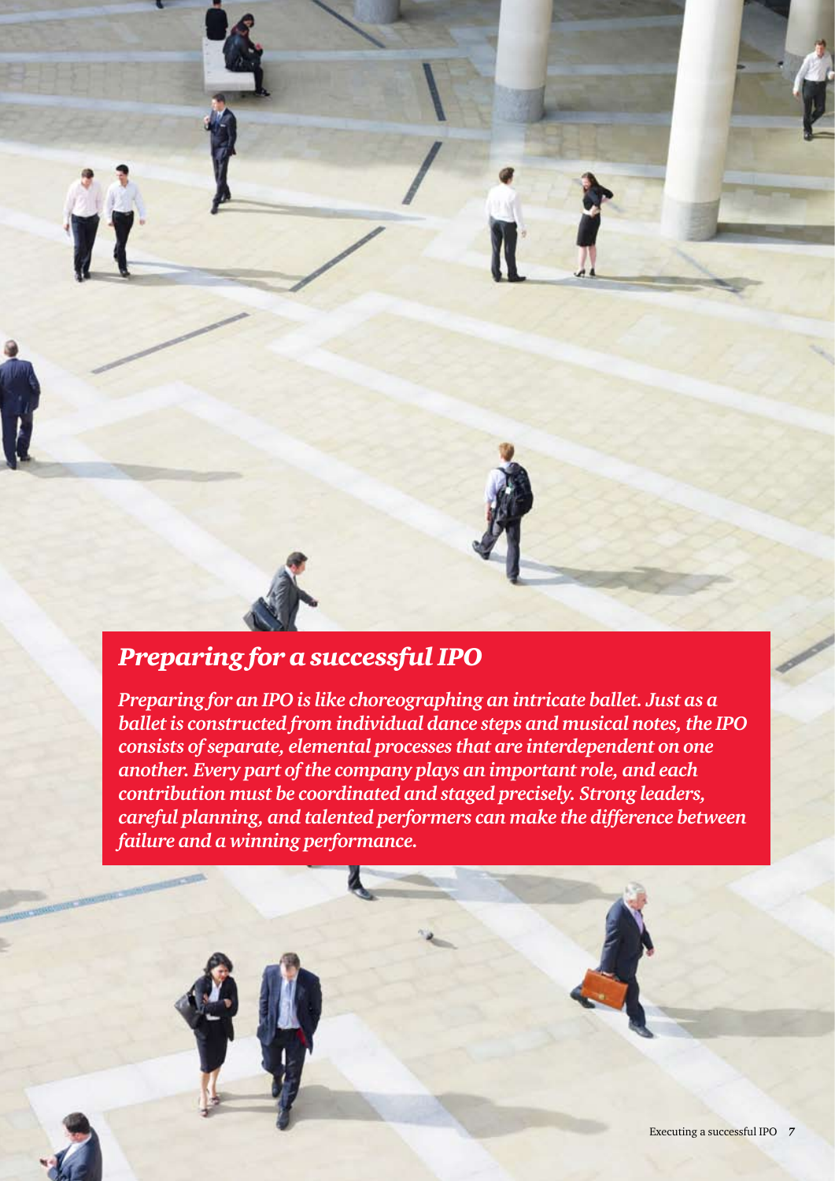## *Preparing for a successful IPO*

***Preparing for an IPO is like choreographing an intricate ballet. Just as a ballet is constructed from individual dance steps and musical notes, the IPO consists of separate, elemental processes that are interdependent on one another. Every part of the company plays an important role, and each contribution must be coordinated and staged precisely. Strong leaders, careful planning, and talented performers can make the difference between failure and a winning performance.***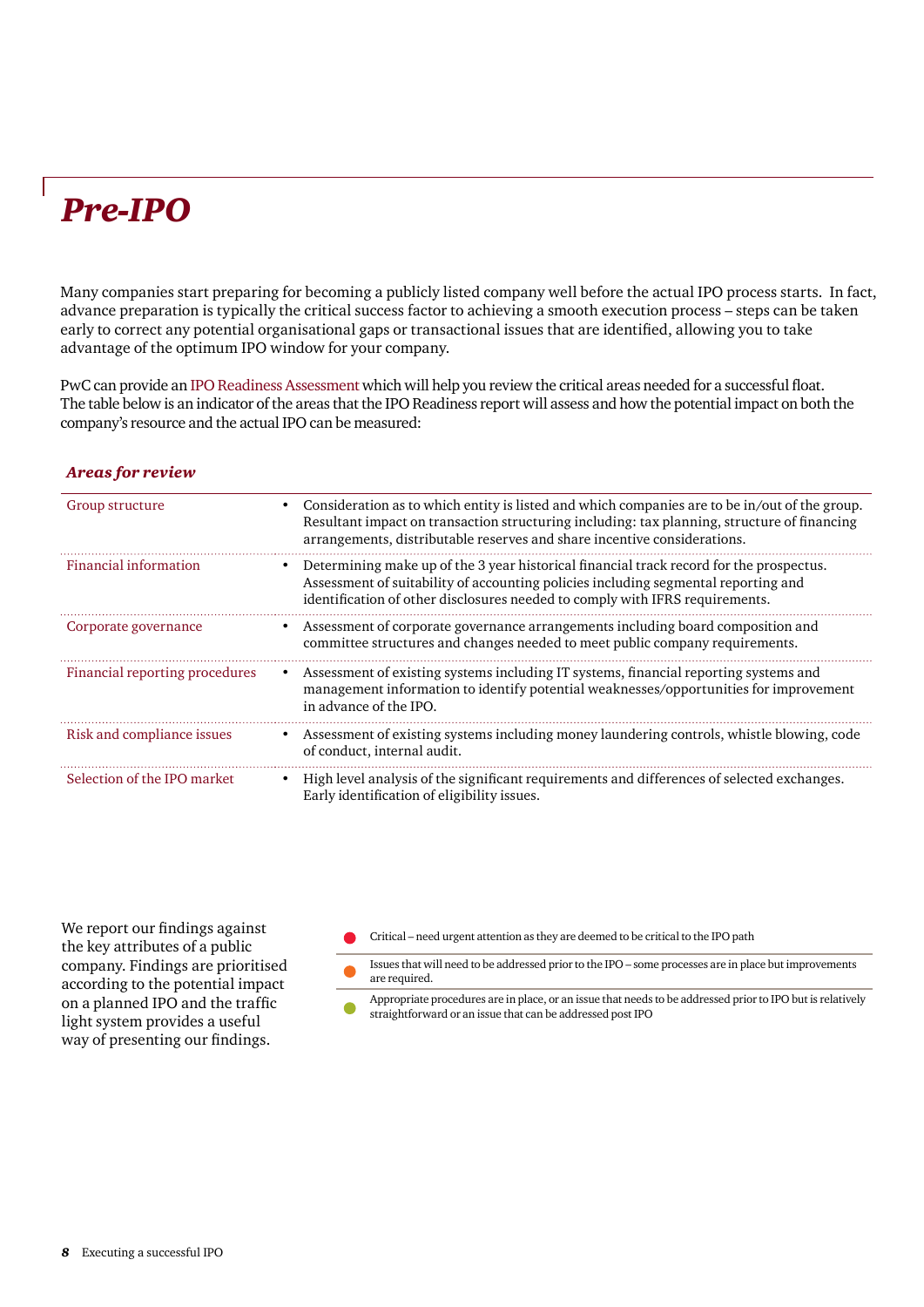# Pre-IPO

Many companies start preparing for becoming a publicly listed company well before the actual IPO process starts. In fact, advance preparation is typically the critical success factor to achieving a smooth execution process – steps can be taken early to correct any potential organisational gaps or transactional issues that are identified, allowing you to take advantage of the optimum IPO window for your company.

PwC can provide an IPO Readiness Assessment which will help you review the critical areas needed for a successful float. The table below is an indicator of the areas that the IPO Readiness report will assess and how the potential impact on both the company's resource and the actual IPO can be measured:

### *Areas for review*

| | |
|---|---|
| Group structure | • Consideration as to which entity is listed and which companies are to be in/out of the group. Resultant impact on transaction structuring including: tax planning, structure of financing arrangements, distributable reserves and share incentive considerations. |
| Financial information | • Determining make up of the 3 year historical financial track record for the prospectus. Assessment of suitability of accounting policies including segmental reporting and identification of other disclosures needed to comply with IFRS requirements. |
| Corporate governance | • Assessment of corporate governance arrangements including board composition and committee structures and changes needed to meet public company requirements. |
| Financial reporting procedures | • Assessment of existing systems including IT systems, financial reporting systems and management information to identify potential weaknesses/opportunities for improvement in advance of the IPO. |
| Risk and compliance issues | • Assessment of existing systems including money laundering controls, whistle blowing, code of conduct, internal audit. |
| Selection of the IPO market | • High level analysis of the significant requirements and differences of selected exchanges. Early identification of eligibility issues. |

We report our findings against the key attributes of a public company. Findings are prioritised according to the potential impact on a planned IPO and the traffic light system provides a useful way of presenting our findings.

- (Red) Critical – need urgent attention as they are deemed to be critical to the IPO path
- (Amber) Issues that will need to be addressed prior to the IPO – some processes are in place but improvements are required.
- (Green) Appropriate procedures are in place, or an issue that needs to be addressed prior to IPO but is relatively straightforward or an issue that can be addressed post IPO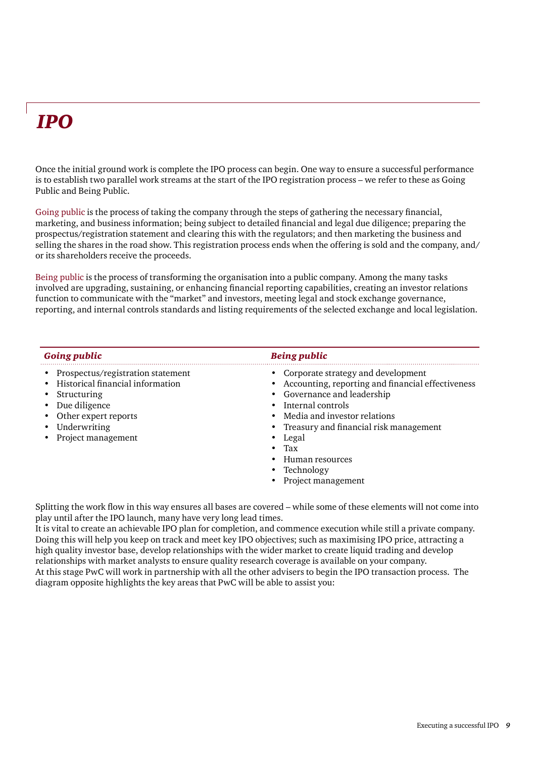# *IPO*

Once the initial ground work is complete the IPO process can begin. One way to ensure a successful performance is to establish two parallel work streams at the start of the IPO registration process – we refer to these as Going Public and Being Public.

Going public is the process of taking the company through the steps of gathering the necessary financial, marketing, and business information; being subject to detailed financial and legal due diligence; preparing the prospectus/registration statement and clearing this with the regulators; and then marketing the business and selling the shares in the road show. This registration process ends when the offering is sold and the company, and/or its shareholders receive the proceeds.

Being public is the process of transforming the organisation into a public company. Among the many tasks involved are upgrading, sustaining, or enhancing financial reporting capabilities, creating an investor relations function to communicate with the "market" and investors, meeting legal and stock exchange governance, reporting, and internal controls standards and listing requirements of the selected exchange and local legislation.

| *Going public* | *Being public* |
|---|---|
| • Prospectus/registration statement<br>• Historical financial information<br>• Structuring<br>• Due diligence<br>• Other expert reports<br>• Underwriting<br>• Project management | • Corporate strategy and development<br>• Accounting, reporting and financial effectiveness<br>• Governance and leadership<br>• Internal controls<br>• Media and investor relations<br>• Treasury and financial risk management<br>• Legal<br>• Tax<br>• Human resources<br>• Technology<br>• Project management |

Splitting the work flow in this way ensures all bases are covered – while some of these elements will not come into play until after the IPO launch, many have very long lead times.

It is vital to create an achievable IPO plan for completion, and commence execution while still a private company. Doing this will help you keep on track and meet key IPO objectives; such as maximising IPO price, attracting a high quality investor base, develop relationships with the wider market to create liquid trading and develop relationships with market analysts to ensure quality research coverage is available on your company.

At this stage PwC will work in partnership with all the other advisers to begin the IPO transaction process. The diagram opposite highlights the key areas that PwC will be able to assist you: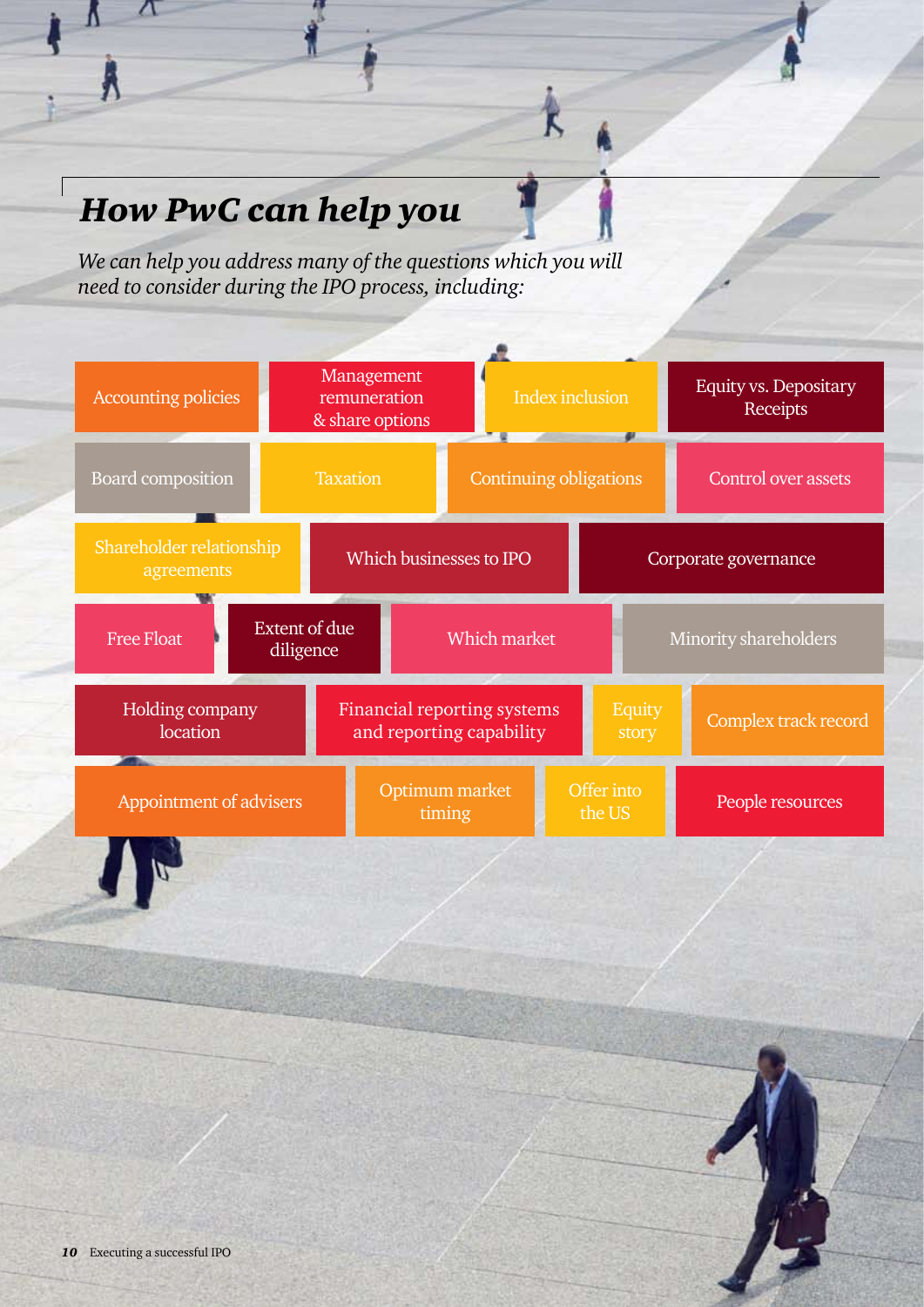# *How PwC can help you*

*We can help you address many of the questions which you will need to consider during the IPO process, including:*

- Accounting policies
- Management remuneration & share options
- Index inclusion
- Equity vs. Depositary Receipts
- Board composition
- Taxation
- Continuing obligations
- Control over assets
- Shareholder relationship agreements
- Which businesses to IPO
- Corporate governance
- Free Float
- Extent of due diligence
- Which market
- Minority shareholders
- Holding company location
- Financial reporting systems and reporting capability
- Equity story
- Complex track record
- Appointment of advisers
- Optimum market timing
- Offer into the US
- People resources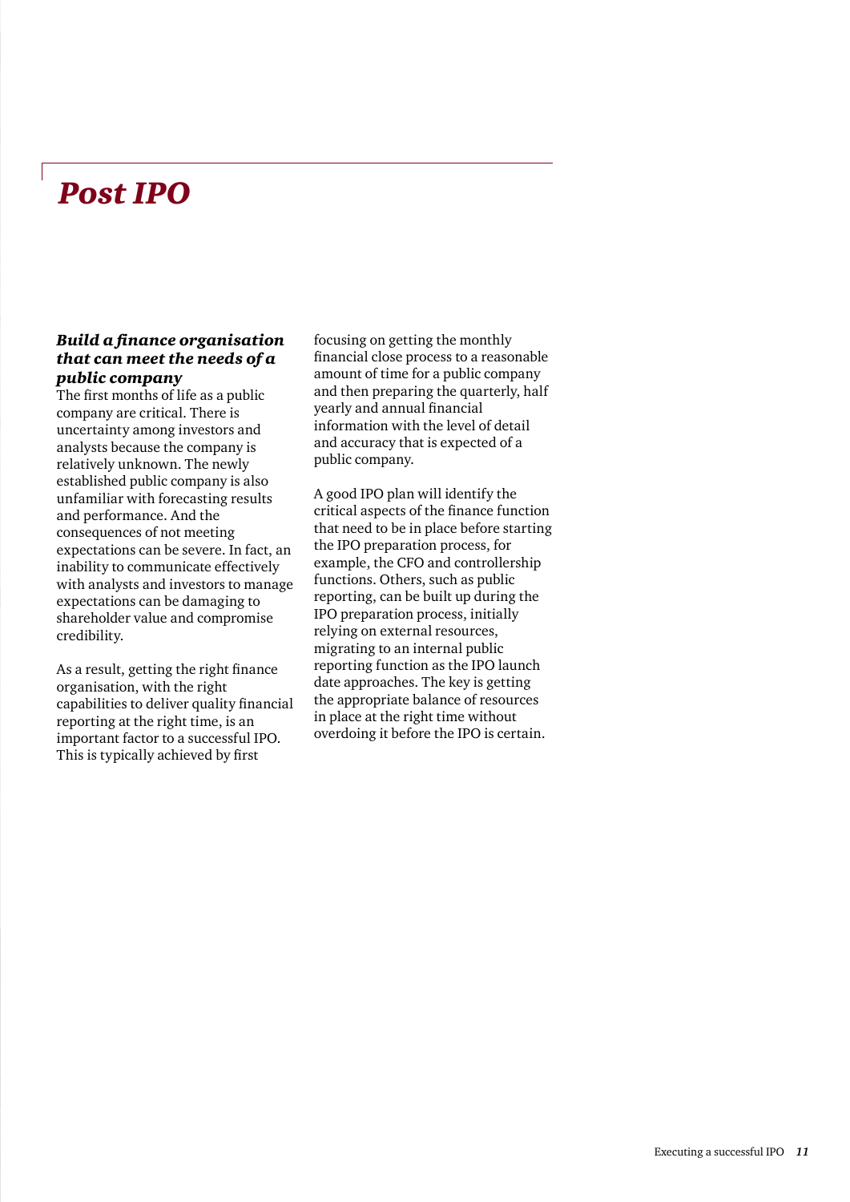# *Post IPO*

### *Build a finance organisation that can meet the needs of a public company*

The first months of life as a public company are critical. There is uncertainty among investors and analysts because the company is relatively unknown. The newly established public company is also unfamiliar with forecasting results and performance. And the consequences of not meeting expectations can be severe. In fact, an inability to communicate effectively with analysts and investors to manage expectations can be damaging to shareholder value and compromise credibility.

As a result, getting the right finance organisation, with the right capabilities to deliver quality financial reporting at the right time, is an important factor to a successful IPO. This is typically achieved by first focusing on getting the monthly financial close process to a reasonable amount of time for a public company and then preparing the quarterly, half yearly and annual financial information with the level of detail and accuracy that is expected of a public company.

A good IPO plan will identify the critical aspects of the finance function that need to be in place before starting the IPO preparation process, for example, the CFO and controllership functions. Others, such as public reporting, can be built up during the IPO preparation process, initially relying on external resources, migrating to an internal public reporting function as the IPO launch date approaches. The key is getting the appropriate balance of resources in place at the right time without overdoing it before the IPO is certain.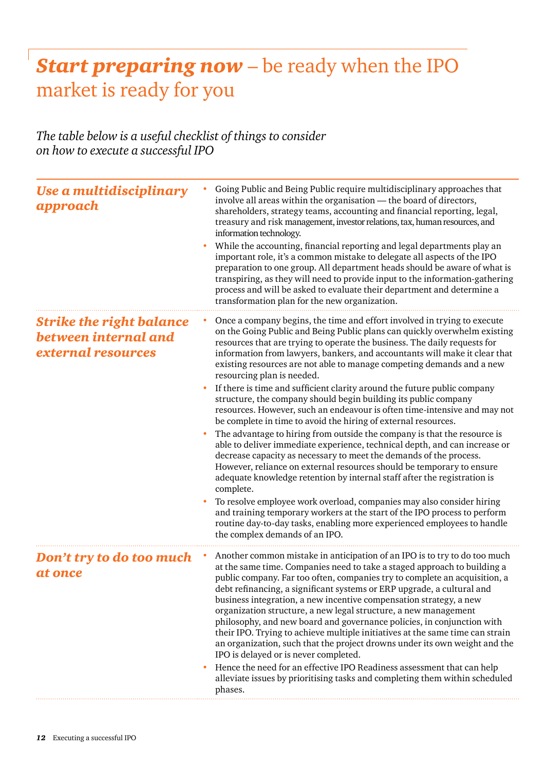# ***Start preparing now*** – be ready when the IPO market is ready for you

*The table below is a useful checklist of things to consider on how to execute a successful IPO*

| | |
|---|---|
| ***Use a multidisciplinary approach*** | • Going Public and Being Public require multidisciplinary approaches that involve all areas within the organisation — the board of directors, shareholders, strategy teams, accounting and financial reporting, legal, treasury and risk management, investor relations, tax, human resources, and information technology.<br>• While the accounting, financial reporting and legal departments play an important role, it's a common mistake to delegate all aspects of the IPO preparation to one group. All department heads should be aware of what is transpiring, as they will need to provide input to the information-gathering process and will be asked to evaluate their department and determine a transformation plan for the new organization. |
| ***Strike the right balance between internal and external resources*** | • Once a company begins, the time and effort involved in trying to execute on the Going Public and Being Public plans can quickly overwhelm existing resources that are trying to operate the business. The daily requests for information from lawyers, bankers, and accountants will make it clear that existing resources are not able to manage competing demands and a new resourcing plan is needed.<br>• If there is time and sufficient clarity around the future public company structure, the company should begin building its public company resources. However, such an endeavour is often time-intensive and may not be complete in time to avoid the hiring of external resources.<br>• The advantage to hiring from outside the company is that the resource is able to deliver immediate experience, technical depth, and can increase or decrease capacity as necessary to meet the demands of the process. However, reliance on external resources should be temporary to ensure adequate knowledge retention by internal staff after the registration is complete.<br>• To resolve employee work overload, companies may also consider hiring and training temporary workers at the start of the IPO process to perform routine day-to-day tasks, enabling more experienced employees to handle the complex demands of an IPO. |
| ***Don't try to do too much at once*** | • Another common mistake in anticipation of an IPO is to try to do too much at the same time. Companies need to take a staged approach to building a public company. Far too often, companies try to complete an acquisition, a debt refinancing, a significant systems or ERP upgrade, a cultural and business integration, a new incentive compensation strategy, a new organization structure, a new legal structure, a new management philosophy, and new board and governance policies, in conjunction with their IPO. Trying to achieve multiple initiatives at the same time can strain an organization, such that the project drowns under its own weight and the IPO is delayed or is never completed.<br>• Hence the need for an effective IPO Readiness assessment that can help alleviate issues by prioritising tasks and completing them within scheduled phases. |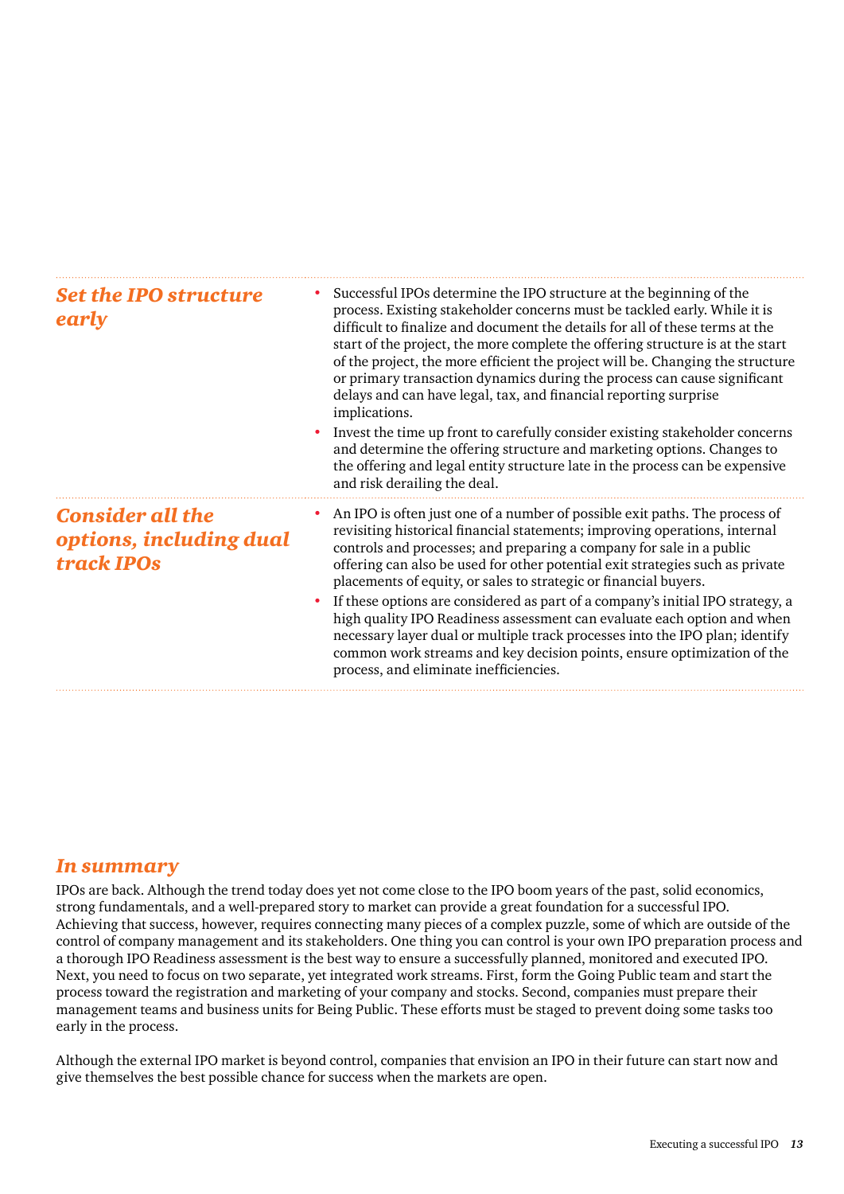### *Set the IPO structure early*

- Successful IPOs determine the IPO structure at the beginning of the process. Existing stakeholder concerns must be tackled early. While it is difficult to finalize and document the details for all of these terms at the start of the project, the more complete the offering structure is at the start of the project, the more efficient the project will be. Changing the structure or primary transaction dynamics during the process can cause significant delays and can have legal, tax, and financial reporting surprise implications.
- Invest the time up front to carefully consider existing stakeholder concerns and determine the offering structure and marketing options. Changes to the offering and legal entity structure late in the process can be expensive and risk derailing the deal.

### *Consider all the options, including dual track IPOs*

- An IPO is often just one of a number of possible exit paths. The process of revisiting historical financial statements; improving operations, internal controls and processes; and preparing a company for sale in a public offering can also be used for other potential exit strategies such as private placements of equity, or sales to strategic or financial buyers.
- If these options are considered as part of a company's initial IPO strategy, a high quality IPO Readiness assessment can evaluate each option and when necessary layer dual or multiple track processes into the IPO plan; identify common work streams and key decision points, ensure optimization of the process, and eliminate inefficiencies.

## *In summary*

IPOs are back. Although the trend today does yet not come close to the IPO boom years of the past, solid economics, strong fundamentals, and a well-prepared story to market can provide a great foundation for a successful IPO. Achieving that success, however, requires connecting many pieces of a complex puzzle, some of which are outside of the control of company management and its stakeholders. One thing you can control is your own IPO preparation process and a thorough IPO Readiness assessment is the best way to ensure a successfully planned, monitored and executed IPO. Next, you need to focus on two separate, yet integrated work streams. First, form the Going Public team and start the process toward the registration and marketing of your company and stocks. Second, companies must prepare their management teams and business units for Being Public. These efforts must be staged to prevent doing some tasks too early in the process.

Although the external IPO market is beyond control, companies that envision an IPO in their future can start now and give themselves the best possible chance for success when the markets are open.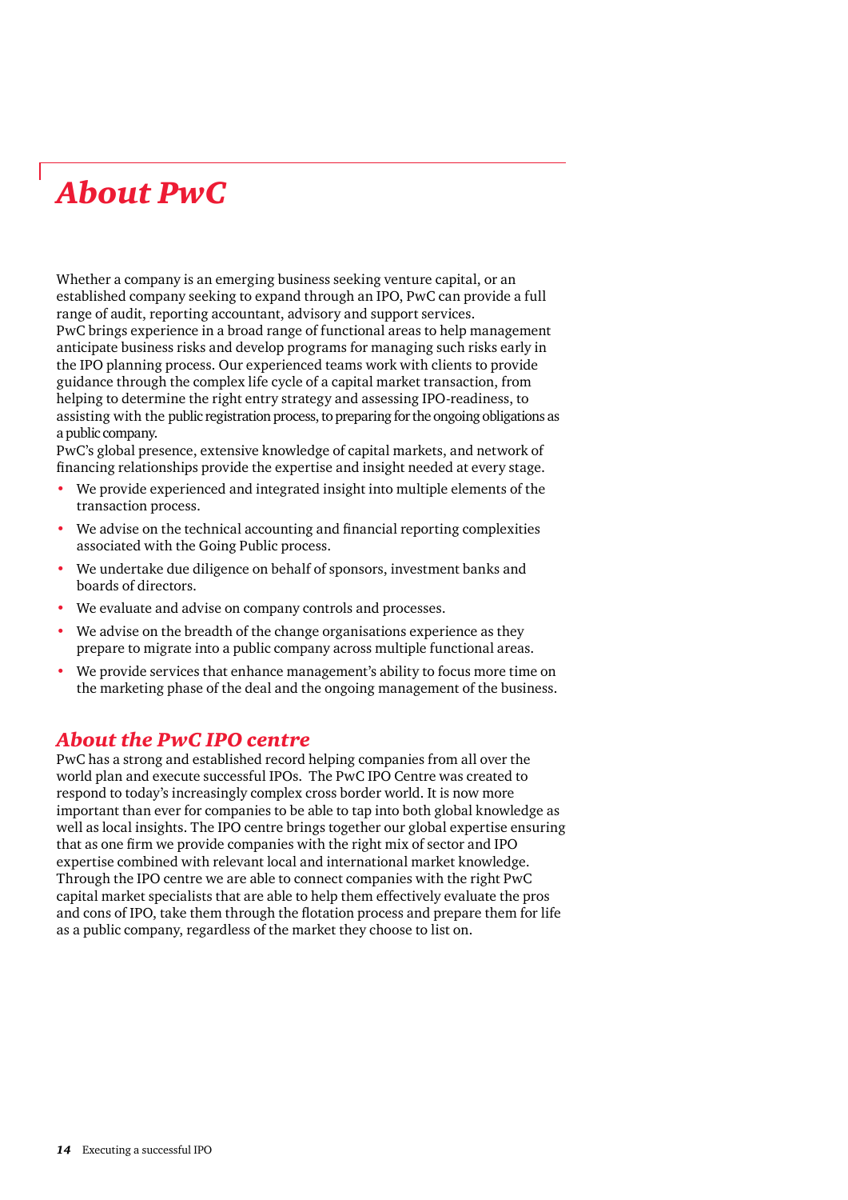# *About PwC*

Whether a company is an emerging business seeking venture capital, or an established company seeking to expand through an IPO, PwC can provide a full range of audit, reporting accountant, advisory and support services. PwC brings experience in a broad range of functional areas to help management anticipate business risks and develop programs for managing such risks early in the IPO planning process. Our experienced teams work with clients to provide guidance through the complex life cycle of a capital market transaction, from helping to determine the right entry strategy and assessing IPO-readiness, to assisting with the public registration process, to preparing for the ongoing obligations as a public company.

PwC's global presence, extensive knowledge of capital markets, and network of financing relationships provide the expertise and insight needed at every stage.

- We provide experienced and integrated insight into multiple elements of the transaction process.
- We advise on the technical accounting and financial reporting complexities associated with the Going Public process.
- We undertake due diligence on behalf of sponsors, investment banks and boards of directors.
- We evaluate and advise on company controls and processes.
- We advise on the breadth of the change organisations experience as they prepare to migrate into a public company across multiple functional areas.
- We provide services that enhance management's ability to focus more time on the marketing phase of the deal and the ongoing management of the business.

## *About the PwC IPO centre*

PwC has a strong and established record helping companies from all over the world plan and execute successful IPOs. The PwC IPO Centre was created to respond to today's increasingly complex cross border world. It is now more important than ever for companies to be able to tap into both global knowledge as well as local insights. The IPO centre brings together our global expertise ensuring that as one firm we provide companies with the right mix of sector and IPO expertise combined with relevant local and international market knowledge. Through the IPO centre we are able to connect companies with the right PwC capital market specialists that are able to help them effectively evaluate the pros and cons of IPO, take them through the flotation process and prepare them for life as a public company, regardless of the market they choose to list on.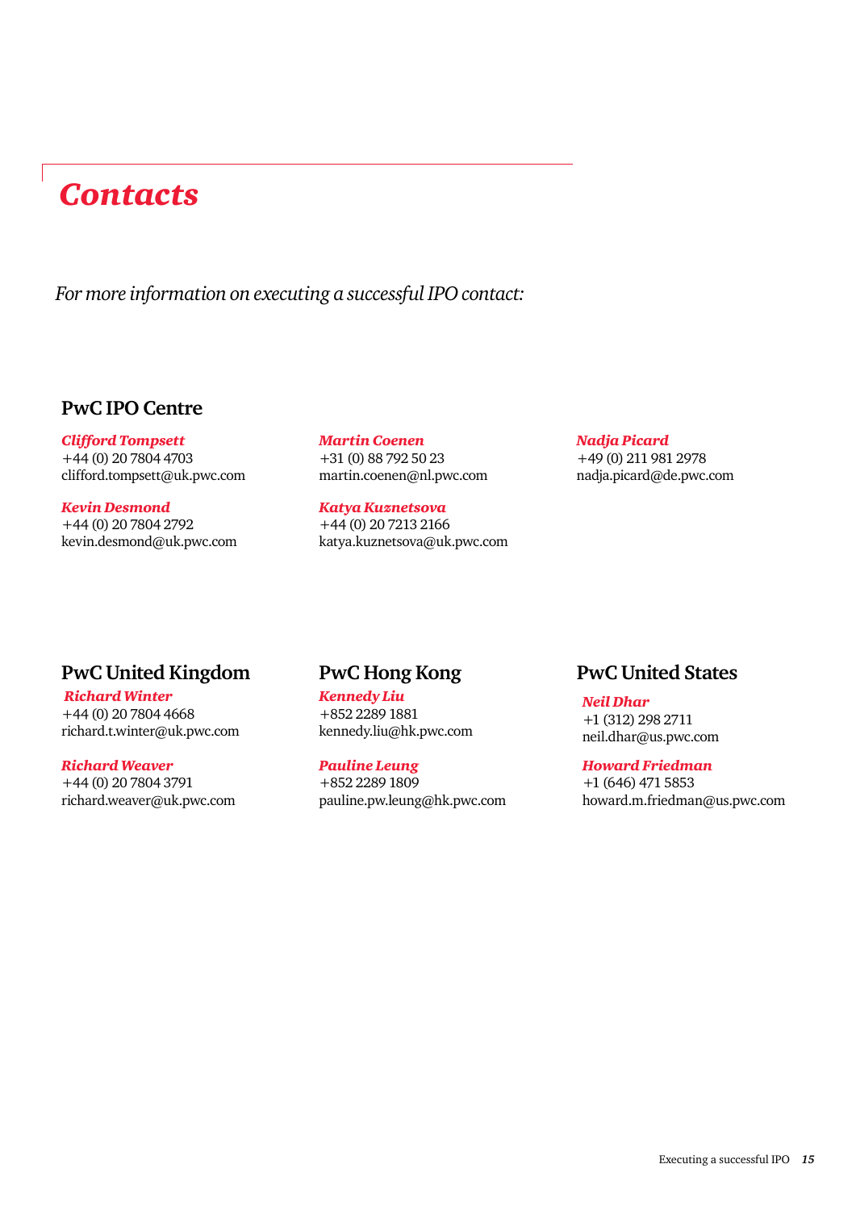# *Contacts*

*For more information on executing a successful IPO contact:*

## PwC IPO Centre

***Clifford Tompsett***
+44 (0) 20 7804 4703
clifford.tompsett@uk.pwc.com

***Kevin Desmond***
+44 (0) 20 7804 2792
kevin.desmond@uk.pwc.com

***Martin Coenen***
+31 (0) 88 792 50 23
martin.coenen@nl.pwc.com

***Katya Kuznetsova***
+44 (0) 20 7213 2166
katya.kuznetsova@uk.pwc.com

***Nadja Picard***
+49 (0) 211 981 2978
nadja.picard@de.pwc.com

## PwC United Kingdom

***Richard Winter***
+44 (0) 20 7804 4668
richard.t.winter@uk.pwc.com

***Richard Weaver***
+44 (0) 20 7804 3791
richard.weaver@uk.pwc.com

## PwC Hong Kong

***Kennedy Liu***
+852 2289 1881
kennedy.liu@hk.pwc.com

***Pauline Leung***
+852 2289 1809
pauline.pw.leung@hk.pwc.com

## PwC United States

***Neil Dhar***
+1 (312) 298 2711
neil.dhar@us.pwc.com

***Howard Friedman***
+1 (646) 471 5853
howard.m.friedman@us.pwc.com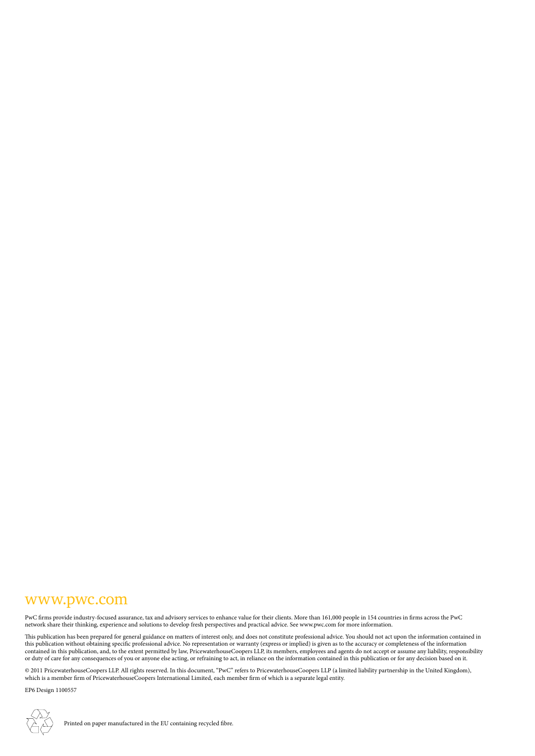# www.pwc.com

PwC firms provide industry-focused assurance, tax and advisory services to enhance value for their clients. More than 161,000 people in 154 countries in firms across the PwC network share their thinking, experience and solutions to develop fresh perspectives and practical advice. See www.pwc.com for more information.

This publication has been prepared for general guidance on matters of interest only, and does not constitute professional advice. You should not act upon the information contained in this publication without obtaining specific professional advice. No representation or warranty (express or implied) is given as to the accuracy or completeness of the information contained in this publication, and, to the extent permitted by law, PricewaterhouseCoopers LLP, its members, employees and agents do not accept or assume any liability, responsibility or duty of care for any consequences of you or anyone else acting, or refraining to act, in reliance on the information contained in this publication or for any decision based on it.

© 2011 PricewaterhouseCoopers LLP. All rights reserved. In this document, "PwC" refers to PricewaterhouseCoopers LLP (a limited liability partnership in the United Kingdom), which is a member firm of PricewaterhouseCoopers International Limited, each member firm of which is a separate legal entity.

EP6 Design 1100557

Printed on paper manufactured in the EU containing recycled fibre.